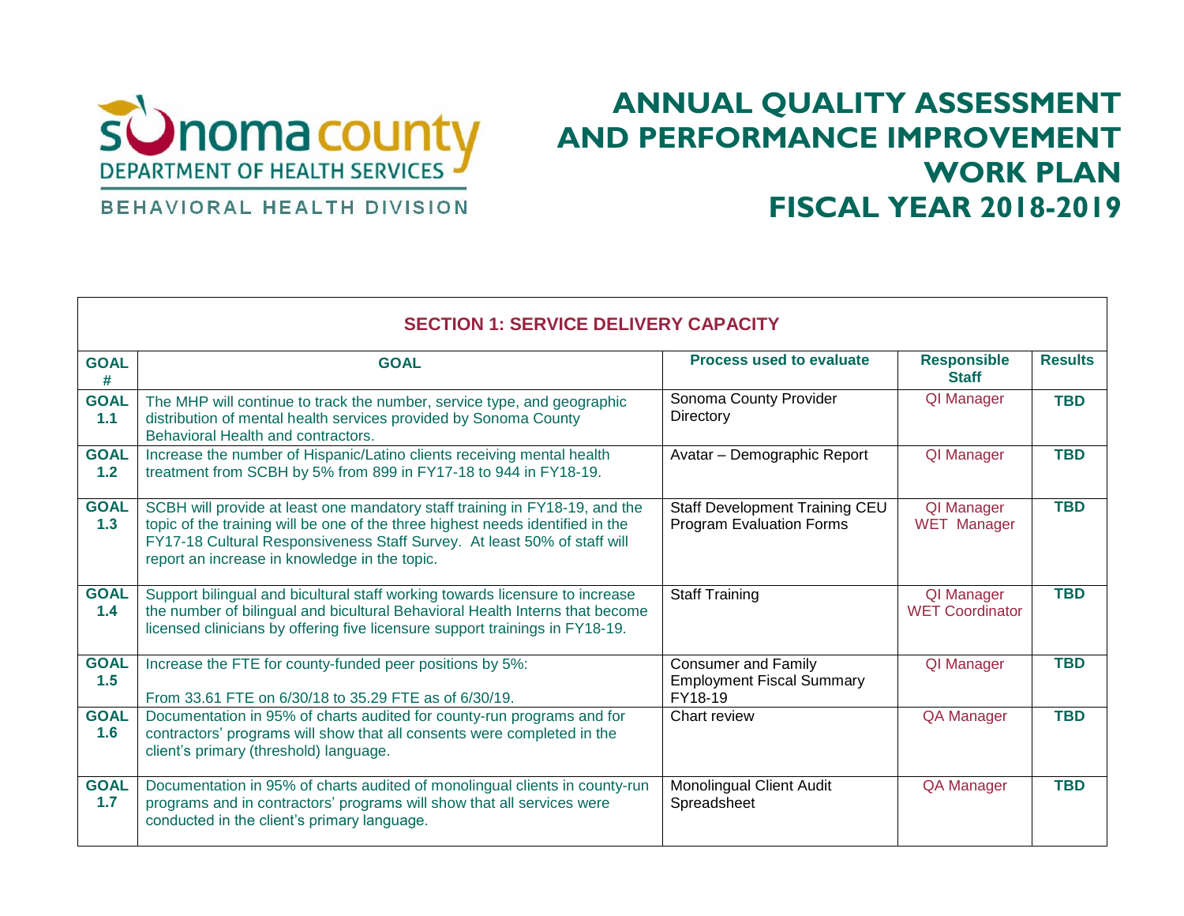Sonoma County
DEPARTMENT OF HEALTH SERVICES
BEHAVIORAL HEALTH DIVISION

# ANNUAL QUALITY ASSESSMENT AND PERFORMANCE IMPROVEMENT WORK PLAN FISCAL YEAR 2018-2019

## SECTION 1: SERVICE DELIVERY CAPACITY

| GOAL # | GOAL | Process used to evaluate | Responsible Staff | Results |
|---|---|---|---|---|
| GOAL 1.1 | The MHP will continue to track the number, service type, and geographic distribution of mental health services provided by Sonoma County Behavioral Health and contractors. | Sonoma County Provider Directory | QI Manager | TBD |
| GOAL 1.2 | Increase the number of Hispanic/Latino clients receiving mental health treatment from SCBH by 5% from 899 in FY17-18 to 944 in FY18-19. | Avatar – Demographic Report | QI Manager | TBD |
| GOAL 1.3 | SCBH will provide at least one mandatory staff training in FY18-19, and the topic of the training will be one of the three highest needs identified in the FY17-18 Cultural Responsiveness Staff Survey. At least 50% of staff will report an increase in knowledge in the topic. | Staff Development Training CEU Program Evaluation Forms | QI Manager<br>WET Manager | TBD |
| GOAL 1.4 | Support bilingual and bicultural staff working towards licensure to increase the number of bilingual and bicultural Behavioral Health Interns that become licensed clinicians by offering five licensure support trainings in FY18-19. | Staff Training | QI Manager<br>WET Coordinator | TBD |
| GOAL 1.5 | Increase the FTE for county-funded peer positions by 5%:<br><br>From 33.61 FTE on 6/30/18 to 35.29 FTE as of 6/30/19. | Consumer and Family Employment Fiscal Summary FY18-19 | QI Manager | TBD |
| GOAL 1.6 | Documentation in 95% of charts audited for county-run programs and for contractors' programs will show that all consents were completed in the client's primary (threshold) language. | Chart review | QA Manager | TBD |
| GOAL 1.7 | Documentation in 95% of charts audited of monolingual clients in county-run programs and in contractors' programs will show that all services were conducted in the client's primary language. | Monolingual Client Audit Spreadsheet | QA Manager | TBD |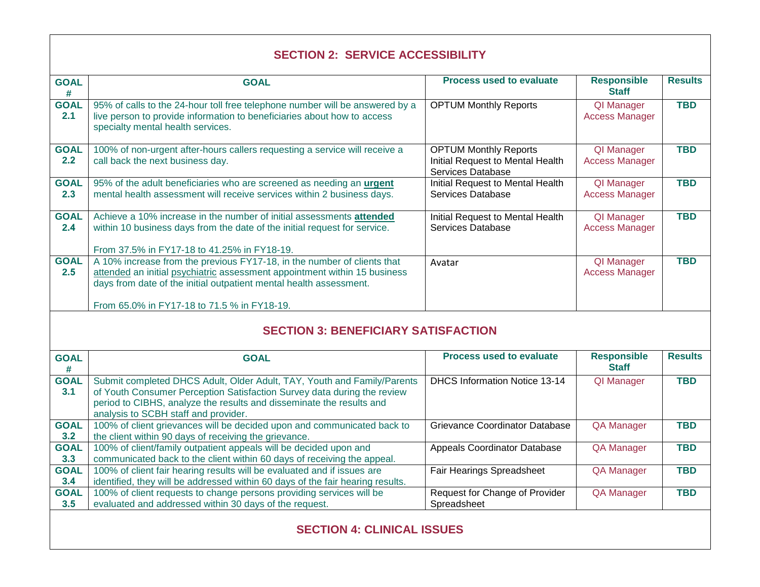## SECTION 2: SERVICE ACCESSIBILITY

| GOAL # | GOAL | Process used to evaluate | Responsible Staff | Results |
|---|---|---|---|---|
| GOAL 2.1 | 95% of calls to the 24-hour toll free telephone number will be answered by a live person to provide information to beneficiaries about how to access specialty mental health services. | OPTUM Monthly Reports | QI Manager<br>Access Manager | TBD |
| GOAL 2.2 | 100% of non-urgent after-hours callers requesting a service will receive a call back the next business day. | OPTUM Monthly Reports<br>Initial Request to Mental Health Services Database | QI Manager<br>Access Manager | TBD |
| GOAL 2.3 | 95% of the adult beneficiaries who are screened as needing an **urgent** mental health assessment will receive services within 2 business days. | Initial Request to Mental Health Services Database | QI Manager<br>Access Manager | TBD |
| GOAL 2.4 | Achieve a 10% increase in the number of initial assessments **attended** within 10 business days from the date of the initial request for service.<br><br>From 37.5% in FY17-18 to 41.25% in FY18-19. | Initial Request to Mental Health Services Database | QI Manager<br>Access Manager | TBD |
| GOAL 2.5 | A 10% increase from the previous FY17-18, in the number of clients that attended an initial psychiatric assessment appointment within 15 business days from date of the initial outpatient mental health assessment.<br><br>From 65.0% in FY17-18 to 71.5 % in FY18-19. | Avatar | QI Manager<br>Access Manager | TBD |

## SECTION 3: BENEFICIARY SATISFACTION

| GOAL # | GOAL | Process used to evaluate | Responsible Staff | Results |
|---|---|---|---|---|
| GOAL 3.1 | Submit completed DHCS Adult, Older Adult, TAY, Youth and Family/Parents of Youth Consumer Perception Satisfaction Survey data during the review period to CIBHS, analyze the results and disseminate the results and analysis to SCBH staff and provider. | DHCS Information Notice 13-14 | QI Manager | TBD |
| GOAL 3.2 | 100% of client grievances will be decided upon and communicated back to the client within 90 days of receiving the grievance. | Grievance Coordinator Database | QA Manager | TBD |
| GOAL 3.3 | 100% of client/family outpatient appeals will be decided upon and communicated back to the client within 60 days of receiving the appeal. | Appeals Coordinator Database | QA Manager | TBD |
| GOAL 3.4 | 100% of client fair hearing results will be evaluated and if issues are identified, they will be addressed within 60 days of the fair hearing results. | Fair Hearings Spreadsheet | QA Manager | TBD |
| GOAL 3.5 | 100% of client requests to change persons providing services will be evaluated and addressed within 30 days of the request. | Request for Change of Provider Spreadsheet | QA Manager | TBD |

## SECTION 4: CLINICAL ISSUES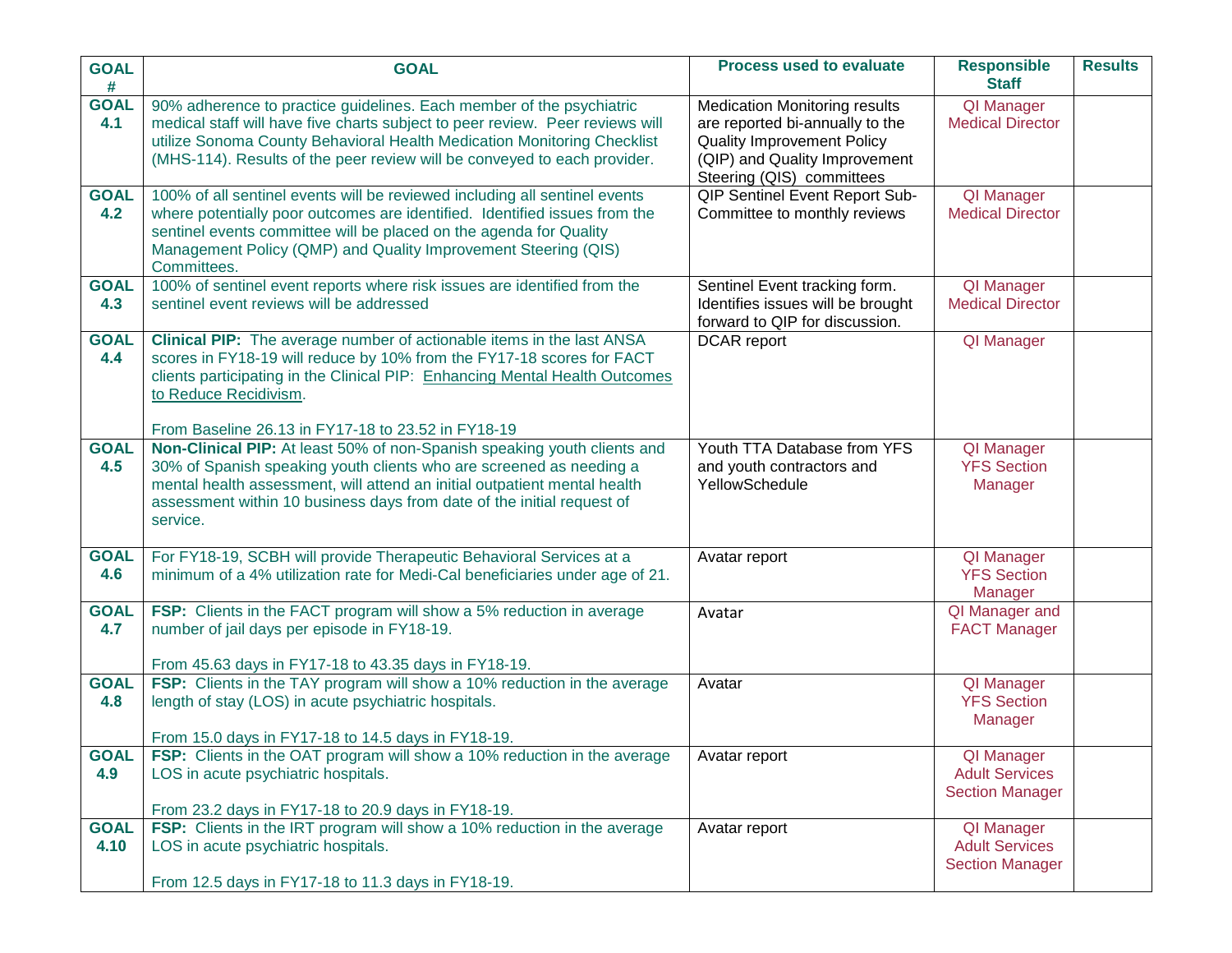| GOAL # | GOAL | Process used to evaluate | Responsible Staff | Results |
|---|---|---|---|---|
| **GOAL 4.1** | 90% adherence to practice guidelines. Each member of the psychiatric medical staff will have five charts subject to peer review. Peer reviews will utilize Sonoma County Behavioral Health Medication Monitoring Checklist (MHS-114). Results of the peer review will be conveyed to each provider. | Medication Monitoring results are reported bi-annually to the Quality Improvement Policy (QIP) and Quality Improvement Steering (QIS) committees | QI Manager<br>Medical Director | |
| **GOAL 4.2** | 100% of all sentinel events will be reviewed including all sentinel events where potentially poor outcomes are identified. Identified issues from the sentinel events committee will be placed on the agenda for Quality Management Policy (QMP) and Quality Improvement Steering (QIS) Committees. | QIP Sentinel Event Report Sub-Committee to monthly reviews | QI Manager<br>Medical Director | |
| **GOAL 4.3** | 100% of sentinel event reports where risk issues are identified from the sentinel event reviews will be addressed | Sentinel Event tracking form. Identifies issues will be brought forward to QIP for discussion. | QI Manager<br>Medical Director | |
| **GOAL 4.4** | **Clinical PIP:** The average number of actionable items in the last ANSA scores in FY18-19 will reduce by 10% from the FY17-18 scores for FACT clients participating in the Clinical PIP: Enhancing Mental Health Outcomes to Reduce Recidivism.<br><br>From Baseline 26.13 in FY17-18 to 23.52 in FY18-19 | DCAR report | QI Manager | |
| **GOAL 4.5** | **Non-Clinical PIP:** At least 50% of non-Spanish speaking youth clients and 30% of Spanish speaking youth clients who are screened as needing a mental health assessment, will attend an initial outpatient mental health assessment within 10 business days from date of the initial request of service. | Youth TTA Database from YFS and youth contractors and YellowSchedule | QI Manager<br>YFS Section Manager | |
| **GOAL 4.6** | For FY18-19, SCBH will provide Therapeutic Behavioral Services at a minimum of a 4% utilization rate for Medi-Cal beneficiaries under age of 21. | Avatar report | QI Manager<br>YFS Section Manager | |
| **GOAL 4.7** | **FSP:** Clients in the FACT program will show a 5% reduction in average number of jail days per episode in FY18-19.<br><br>From 45.63 days in FY17-18 to 43.35 days in FY18-19. | Avatar | QI Manager and FACT Manager | |
| **GOAL 4.8** | **FSP:** Clients in the TAY program will show a 10% reduction in the average length of stay (LOS) in acute psychiatric hospitals.<br><br>From 15.0 days in FY17-18 to 14.5 days in FY18-19. | Avatar | QI Manager<br>YFS Section Manager | |
| **GOAL 4.9** | **FSP:** Clients in the OAT program will show a 10% reduction in the average LOS in acute psychiatric hospitals.<br><br>From 23.2 days in FY17-18 to 20.9 days in FY18-19. | Avatar report | QI Manager<br>Adult Services Section Manager | |
| **GOAL 4.10** | **FSP:** Clients in the IRT program will show a 10% reduction in the average LOS in acute psychiatric hospitals.<br><br>From 12.5 days in FY17-18 to 11.3 days in FY18-19. | Avatar report | QI Manager<br>Adult Services Section Manager | |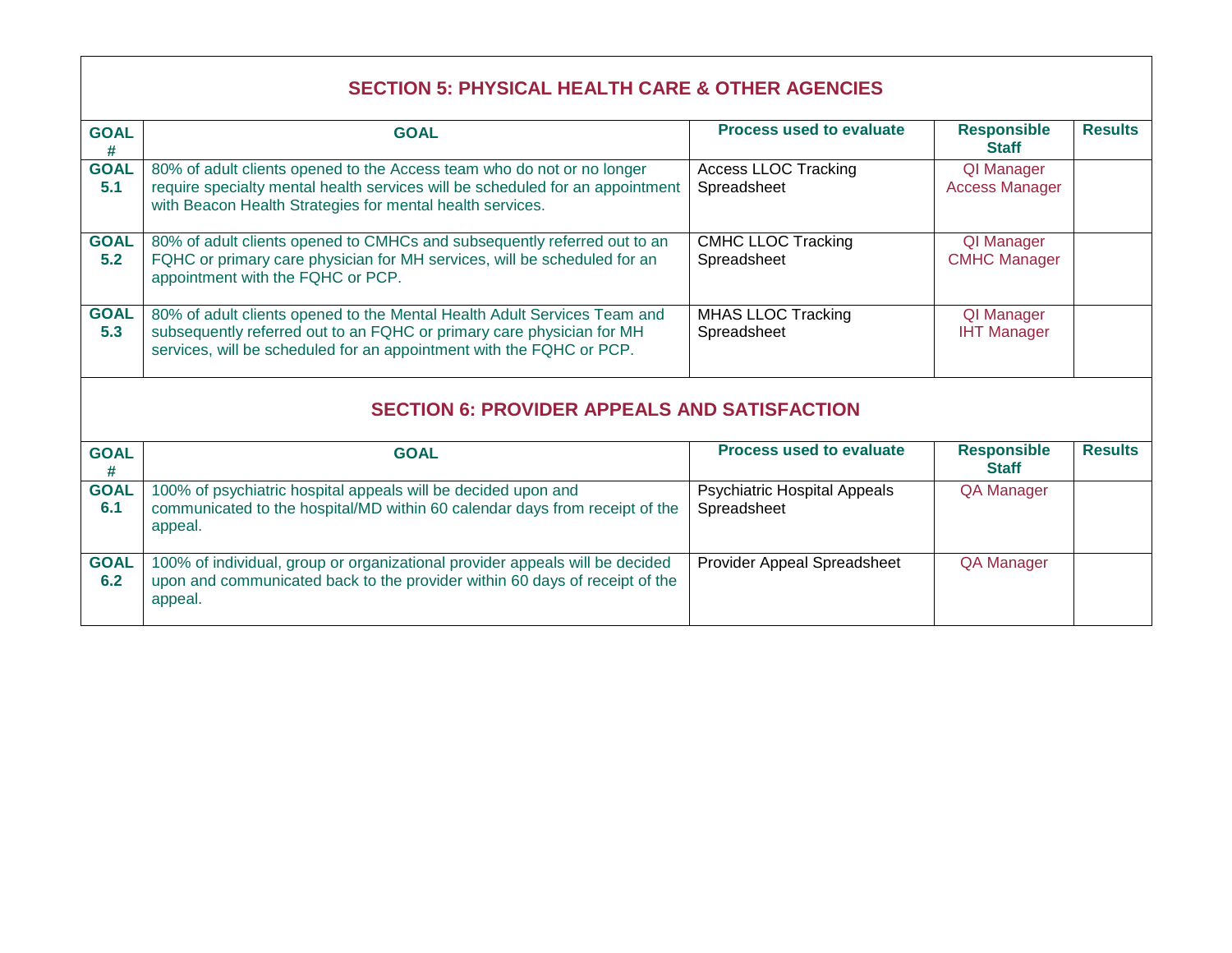## SECTION 5: PHYSICAL HEALTH CARE & OTHER AGENCIES

| GOAL # | GOAL | Process used to evaluate | Responsible Staff | Results |
|---|---|---|---|---|
| GOAL 5.1 | 80% of adult clients opened to the Access team who do not or no longer require specialty mental health services will be scheduled for an appointment with Beacon Health Strategies for mental health services. | Access LLOC Tracking Spreadsheet | QI Manager Access Manager | |
| GOAL 5.2 | 80% of adult clients opened to CMHCs and subsequently referred out to an FQHC or primary care physician for MH services, will be scheduled for an appointment with the FQHC or PCP. | CMHC LLOC Tracking Spreadsheet | QI Manager CMHC Manager | |
| GOAL 5.3 | 80% of adult clients opened to the Mental Health Adult Services Team and subsequently referred out to an FQHC or primary care physician for MH services, will be scheduled for an appointment with the FQHC or PCP. | MHAS LLOC Tracking Spreadsheet | QI Manager IHT Manager | |

## SECTION 6: PROVIDER APPEALS AND SATISFACTION

| GOAL # | GOAL | Process used to evaluate | Responsible Staff | Results |
|---|---|---|---|---|
| GOAL 6.1 | 100% of psychiatric hospital appeals will be decided upon and communicated to the hospital/MD within 60 calendar days from receipt of the appeal. | Psychiatric Hospital Appeals Spreadsheet | QA Manager | |
| GOAL 6.2 | 100% of individual, group or organizational provider appeals will be decided upon and communicated back to the provider within 60 days of receipt of the appeal. | Provider Appeal Spreadsheet | QA Manager | |